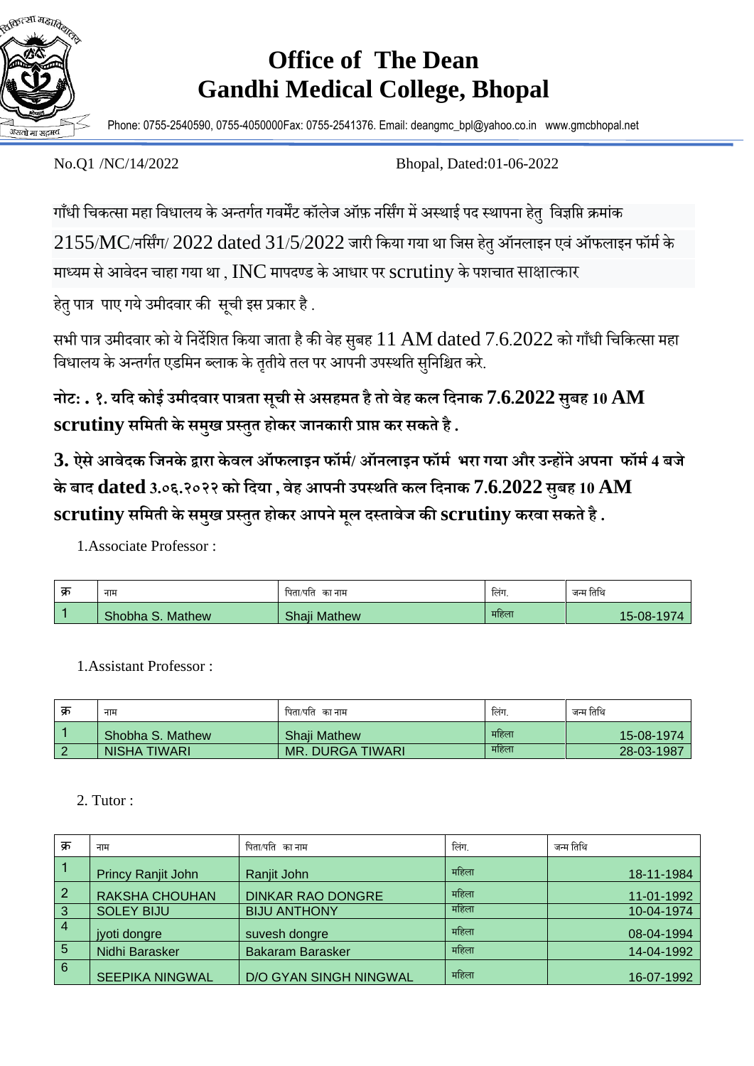# Office of The Dean
# Gandhi Medical College, Bhopal

Phone: 0755-2540590, 0755-4050000Fax: 0755-2541376. Email: deangmc_bpl@yahoo.co.in www.gmcbhopal.net

No.Q1 /NC/14/2022 Bhopal, Dated:01-06-2022

गाँधी चिकत्सा महा विधालय के अन्तर्गत गवर्मेंट कॉलेज ऑफ़ नर्सिंग में अस्थाई पद स्थापना हेतु विज्ञप्ति क्रमांक 2155/MC/नर्सिंग/ 2022 dated 31/5/2022 जारी किया गया था जिस हेतु ऑनलाइन एवं ऑफलाइन फॉर्म के माध्यम से आवेदन चाहा गया था , INC मापदण्ड के आधार पर scrutiny के पशचात साक्षात्कार हेतु पात्र पाए गये उमीदवार की सूची इस प्रकार है .

सभी पात्र उमीदवार को ये निर्देशित किया जाता है की वेह सुबह 11 AM dated 7.6.2022 को गाँधी चिकित्सा महा विधालय के अन्तर्गत एडमिन ब्लाक के तृतीये तल पर आपनी उपस्थति सुनिश्चित करे.

**नोट: . १. यदि कोई उमीदवार पात्रता सूची से असहमत है तो वेह कल दिनाक 7.6.2022 सुबह 10 AM scrutiny समिती के समुख प्रस्तुत होकर जानकारी प्राप्त कर सकते है .**

**3. ऐसे आवेदक जिनके द्वारा केवल ऑफलाइन फॉर्म/ ऑनलाइन फॉर्म भरा गया और उन्होंने अपना फॉर्म 4 बजे के बाद dated 3.०६.२०२२ को दिया , वेह आपनी उपस्थति कल दिनाक 7.6.2022 सुबह 10 AM scrutiny समिती के समुख प्रस्तुत होकर आपने मूल दस्तावेज की scrutiny करवा सकते है .**

1.Associate Professor :

| क्र | नाम | पिता/पति का नाम | लिंग. | जन्म तिथि |
|---|---|---|---|---|
| 1 | Shobha S. Mathew | Shaji Mathew | महिला | 15-08-1974 |

1.Assistant Professor :

| क्र | नाम | पिता/पति का नाम | लिंग. | जन्म तिथि |
|---|---|---|---|---|
| 1 | Shobha S. Mathew | Shaji Mathew | महिला | 15-08-1974 |
| 2 | NISHA TIWARI | MR. DURGA TIWARI | महिला | 28-03-1987 |

2. Tutor :

| क्र | नाम | पिता/पति का नाम | लिंग. | जन्म तिथि |
|---|---|---|---|---|
| 1 | Princy Ranjit John | Ranjit John | महिला | 18-11-1984 |
| 2 | RAKSHA CHOUHAN | DINKAR RAO DONGRE | महिला | 11-01-1992 |
| 3 | SOLEY BIJU | BIJU ANTHONY | महिला | 10-04-1974 |
| 4 | jyoti dongre | suvesh dongre | महिला | 08-04-1994 |
| 5 | Nidhi Barasker | Bakaram Barasker | महिला | 14-04-1992 |
| 6 | SEEPIKA NINGWAL | D/O GYAN SINGH NINGWAL | महिला | 16-07-1992 |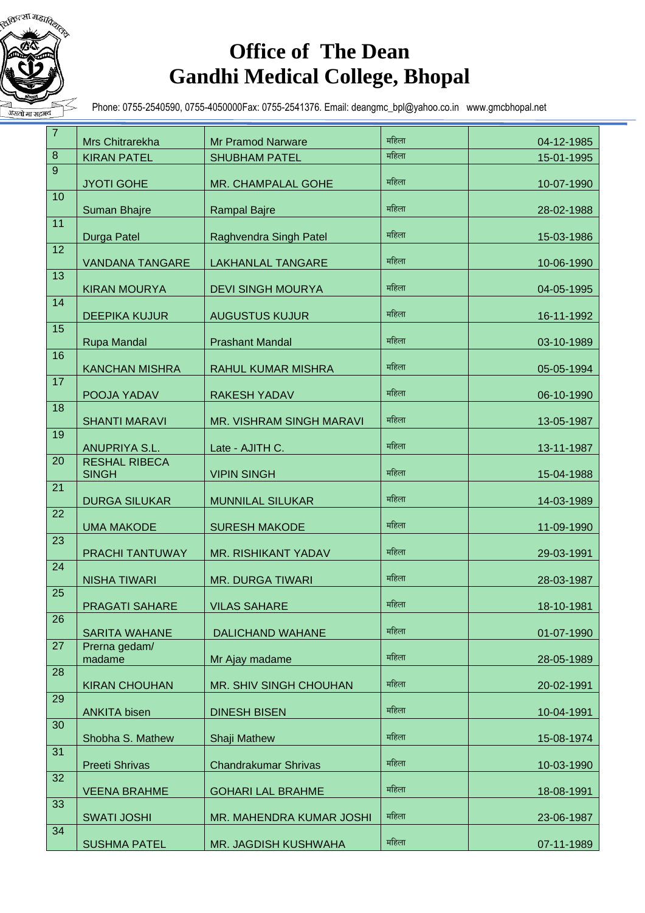# Office of The Dean
# Gandhi Medical College, Bhopal

Phone: 0755-2540590, 0755-4050000Fax: 0755-2541376. Email: deangmc_bpl@yahoo.co.in www.gmcbhopal.net

| | | | | |
|---|---|---|---|---|
| 7 | Mrs Chitrarekha | Mr Pramod Narware | महिला | 04-12-1985 |
| 8 | KIRAN PATEL | SHUBHAM PATEL | महिला | 15-01-1995 |
| 9 | JYOTI GOHE | MR. CHAMPALAL GOHE | महिला | 10-07-1990 |
| 10 | Suman Bhajre | Rampal Bajre | महिला | 28-02-1988 |
| 11 | Durga Patel | Raghvendra Singh Patel | महिला | 15-03-1986 |
| 12 | VANDANA TANGARE | LAKHANLAL TANGARE | महिला | 10-06-1990 |
| 13 | KIRAN MOURYA | DEVI SINGH MOURYA | महिला | 04-05-1995 |
| 14 | DEEPIKA KUJUR | AUGUSTUS KUJUR | महिला | 16-11-1992 |
| 15 | Rupa Mandal | Prashant Mandal | महिला | 03-10-1989 |
| 16 | KANCHAN MISHRA | RAHUL KUMAR MISHRA | महिला | 05-05-1994 |
| 17 | POOJA YADAV | RAKESH YADAV | महिला | 06-10-1990 |
| 18 | SHANTI MARAVI | MR. VISHRAM SINGH MARAVI | महिला | 13-05-1987 |
| 19 | ANUPRIYA S.L. | Late - AJITH C. | महिला | 13-11-1987 |
| 20 | RESHAL RIBECA SINGH | VIPIN SINGH | महिला | 15-04-1988 |
| 21 | DURGA SILUKAR | MUNNILAL SILUKAR | महिला | 14-03-1989 |
| 22 | UMA MAKODE | SURESH MAKODE | महिला | 11-09-1990 |
| 23 | PRACHI TANTUWAY | MR. RISHIKANT YADAV | महिला | 29-03-1991 |
| 24 | NISHA TIWARI | MR. DURGA TIWARI | महिला | 28-03-1987 |
| 25 | PRAGATI SAHARE | VILAS SAHARE | महिला | 18-10-1981 |
| 26 | SARITA WAHANE | DALICHAND WAHANE | महिला | 01-07-1990 |
| 27 | Prerna gedam/ madame | Mr Ajay madame | महिला | 28-05-1989 |
| 28 | KIRAN CHOUHAN | MR. SHIV SINGH CHOUHAN | महिला | 20-02-1991 |
| 29 | ANKITA bisen | DINESH BISEN | महिला | 10-04-1991 |
| 30 | Shobha S. Mathew | Shaji Mathew | महिला | 15-08-1974 |
| 31 | Preeti Shrivas | Chandrakumar Shrivas | महिला | 10-03-1990 |
| 32 | VEENA BRAHME | GOHARI LAL BRAHME | महिला | 18-08-1991 |
| 33 | SWATI JOSHI | MR. MAHENDRA KUMAR JOSHI | महिला | 23-06-1987 |
| 34 | SUSHMA PATEL | MR. JAGDISH KUSHWAHA | महिला | 07-11-1989 |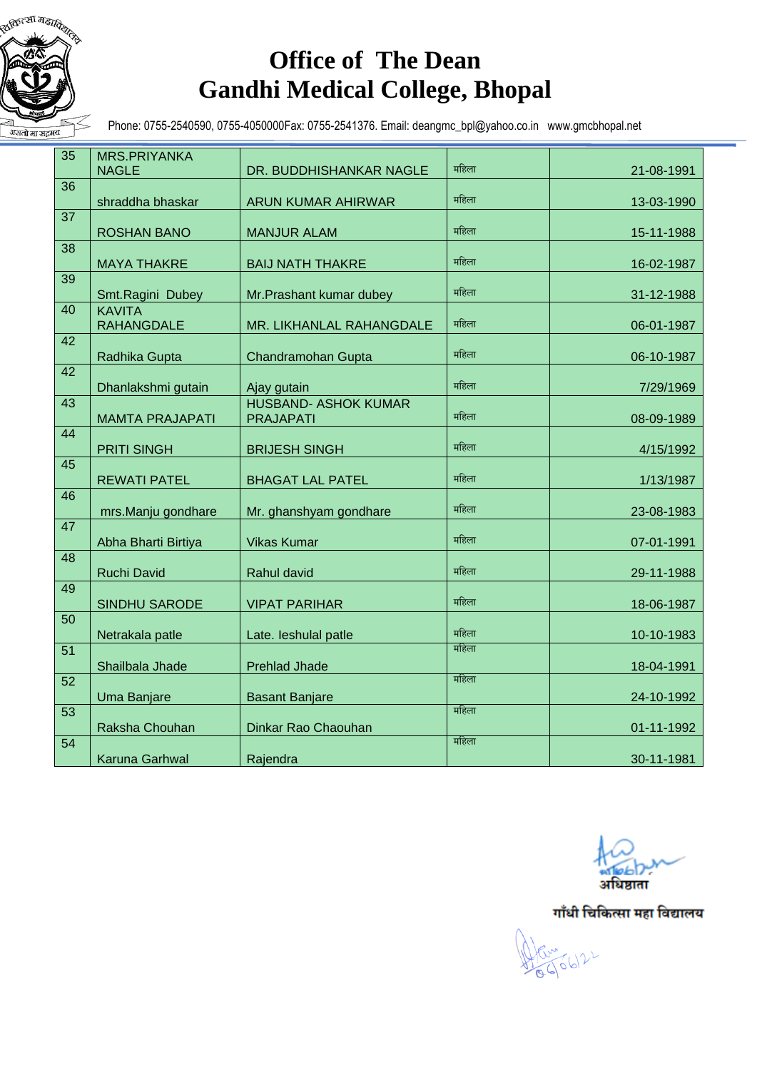# Office of The Dean
# Gandhi Medical College, Bhopal

Phone: 0755-2540590, 0755-4050000Fax: 0755-2541376. Email: deangmc_bpl@yahoo.co.in www.gmcbhopal.net

| | | | | |
|---|---|---|---|---|
| 35 | MRS.PRIYANKA NAGLE | DR. BUDDHISHANKAR NAGLE | महिला | 21-08-1991 |
| 36 | shraddha bhaskar | ARUN KUMAR AHIRWAR | महिला | 13-03-1990 |
| 37 | ROSHAN BANO | MANJUR ALAM | महिला | 15-11-1988 |
| 38 | MAYA THAKRE | BAIJ NATH THAKRE | महिला | 16-02-1987 |
| 39 | Smt.Ragini Dubey | Mr.Prashant kumar dubey | महिला | 31-12-1988 |
| 40 | KAVITA RAHANGDALE | MR. LIKHANLAL RAHANGDALE | महिला | 06-01-1987 |
| 42 | Radhika Gupta | Chandramohan Gupta | महिला | 06-10-1987 |
| 42 | Dhanlakshmi gutain | Ajay gutain | महिला | 7/29/1969 |
| 43 | MAMTA PRAJAPATI | HUSBAND- ASHOK KUMAR PRAJAPATI | महिला | 08-09-1989 |
| 44 | PRITI SINGH | BRIJESH SINGH | महिला | 4/15/1992 |
| 45 | REWATI PATEL | BHAGAT LAL PATEL | महिला | 1/13/1987 |
| 46 | mrs.Manju gondhare | Mr. ghanshyam gondhare | महिला | 23-08-1983 |
| 47 | Abha Bharti Birtiya | Vikas Kumar | महिला | 07-01-1991 |
| 48 | Ruchi David | Rahul david | महिला | 29-11-1988 |
| 49 | SINDHU SARODE | VIPAT PARIHAR | महिला | 18-06-1987 |
| 50 | Netrakala patle | Late. leshulal patle | महिला | 10-10-1983 |
| 51 | Shailbala Jhade | Prehlad Jhade | महिला | 18-04-1991 |
| 52 | Uma Banjare | Basant Banjare | महिला | 24-10-1992 |
| 53 | Raksha Chouhan | Dinkar Rao Chaouhan | महिला | 01-11-1992 |
| 54 | Karuna Garhwal | Rajendra | महिला | 30-11-1981 |

अधिष्ठाता

गाँधी चिकित्सा महा विद्यालय

06/06/22